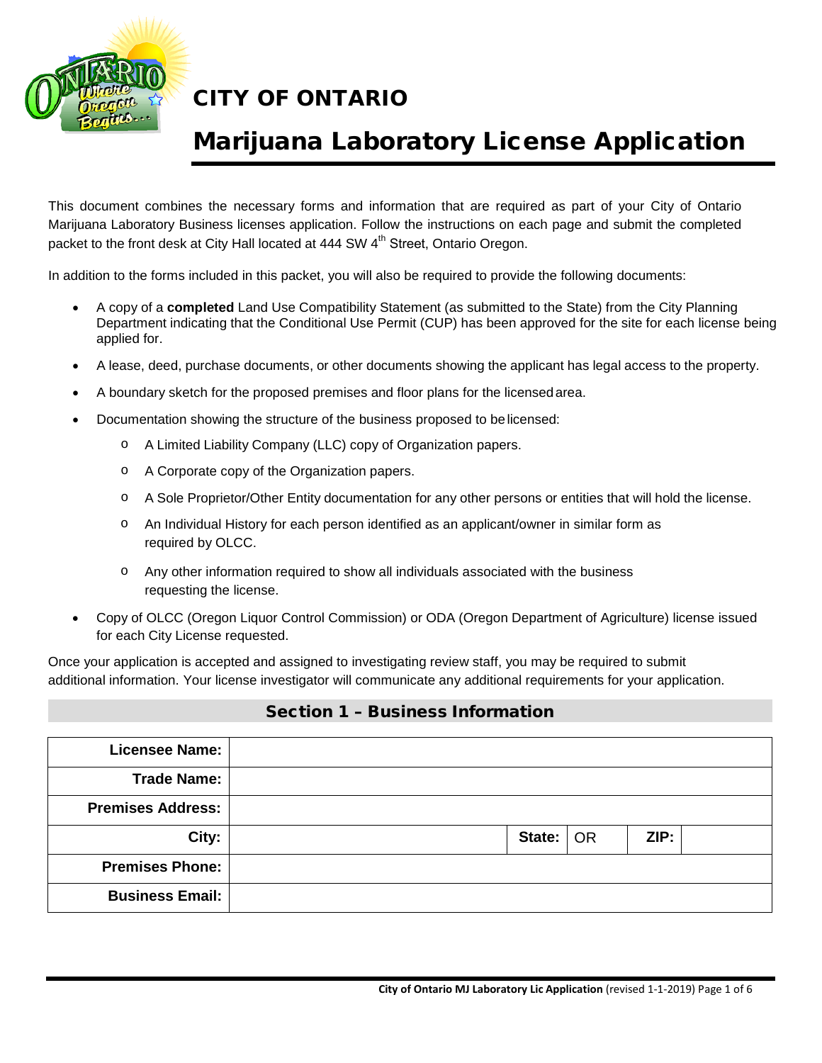# CITY OF ONTARIO

## Marijuana Laboratory License Application

This document combines the necessary forms and information that are required as part of your City of Ontario Marijuana Laboratory Business licenses application. Follow the instructions on each page and submit the completed packet to the front desk at City Hall located at 444 SW 4th Street, Ontario Oregon.

In addition to the forms included in this packet, you will also be required to provide the following documents:

- A copy of a **completed** Land Use Compatibility Statement (as submitted to the State) from the City Planning Department indicating that the Conditional Use Permit (CUP) has been approved for the site for each license being applied for.
- A lease, deed, purchase documents, or other documents showing the applicant has legal access to the property.
- A boundary sketch for the proposed premises and floor plans for the licensed area.
- Documentation showing the structure of the business proposed to be licensed:
  - A Limited Liability Company (LLC) copy of Organization papers.
  - A Corporate copy of the Organization papers.
  - A Sole Proprietor/Other Entity documentation for any other persons or entities that will hold the license.
  - An Individual History for each person identified as an applicant/owner in similar form as required by OLCC.
  - Any other information required to show all individuals associated with the business requesting the license.
- Copy of OLCC (Oregon Liquor Control Commission) or ODA (Oregon Department of Agriculture) license issued for each City License requested.

Once your application is accepted and assigned to investigating review staff, you may be required to submit additional information. Your license investigator will communicate any additional requirements for your application.

### Section 1 – Business Information

| | | | | | |
|---|---|---|---|---|---|
| **Licensee Name:** | | | | | |
| **Trade Name:** | | | | | |
| **Premises Address:** | | | | | |
| **City:** | | **State:** | OR | **ZIP:** | |
| **Premises Phone:** | | | | | |
| **Business Email:** | | | | | |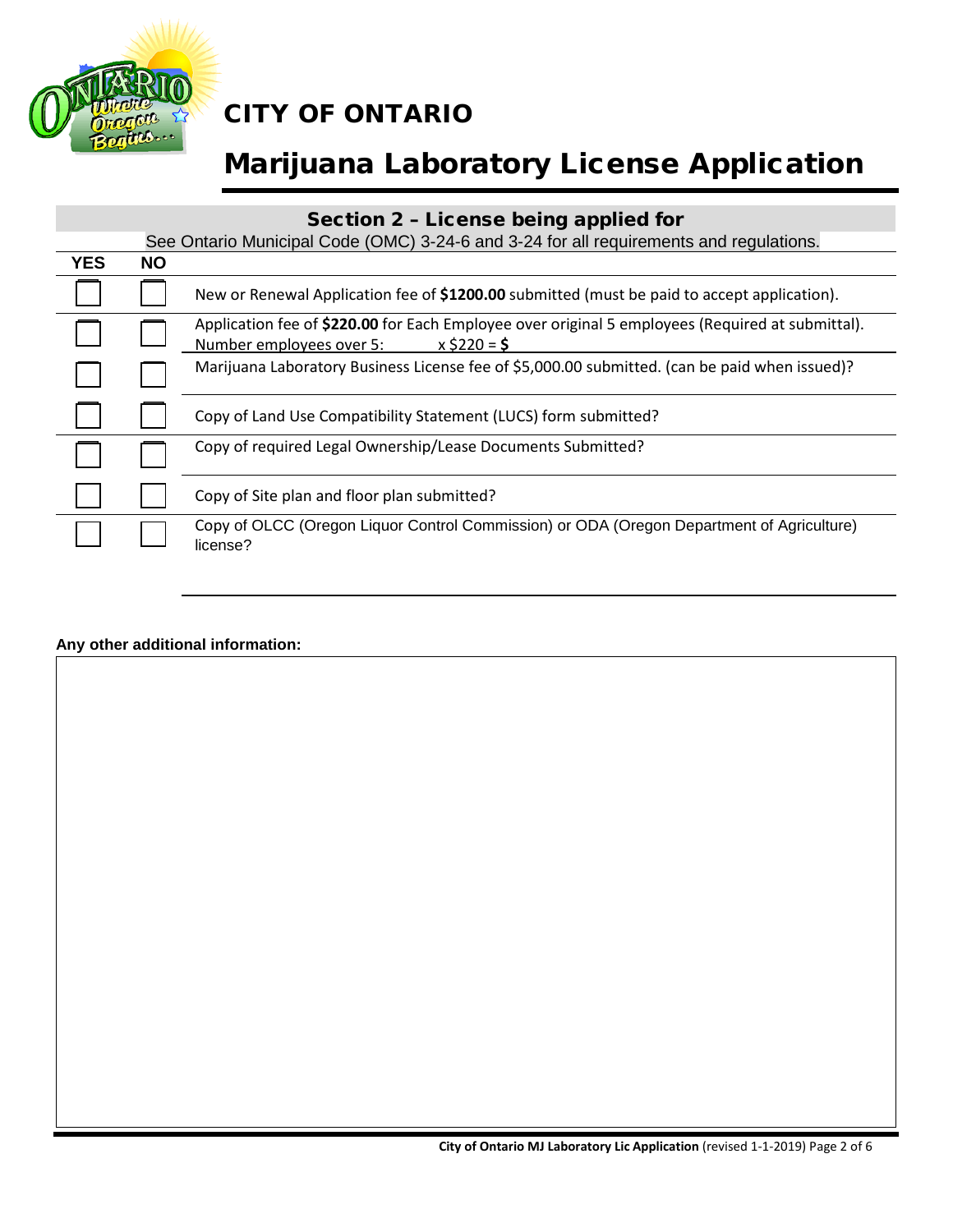# CITY OF ONTARIO

# Marijuana Laboratory License Application

## Section 2 – License being applied for

See Ontario Municipal Code (OMC) 3-24-6 and 3-24 for all requirements and regulations.

| YES | NO | |
|---|---|---|
| ☐ | ☐ | New or Renewal Application fee of **$1200.00** submitted (must be paid to accept application). |
| ☐ | ☐ | Application fee of **$220.00** for Each Employee over original 5 employees (Required at submittal). Number employees over 5: x $220 = **$** |
| ☐ | ☐ | Marijuana Laboratory Business License fee of $5,000.00 submitted. (can be paid when issued)? |
| ☐ | ☐ | Copy of Land Use Compatibility Statement (LUCS) form submitted? |
| ☐ | ☐ | Copy of required Legal Ownership/Lease Documents Submitted? |
| ☐ | ☐ | Copy of Site plan and floor plan submitted? |
| ☐ | ☐ | Copy of OLCC (Oregon Liquor Control Commission) or ODA (Oregon Department of Agriculture) license? |

**Any other additional information:**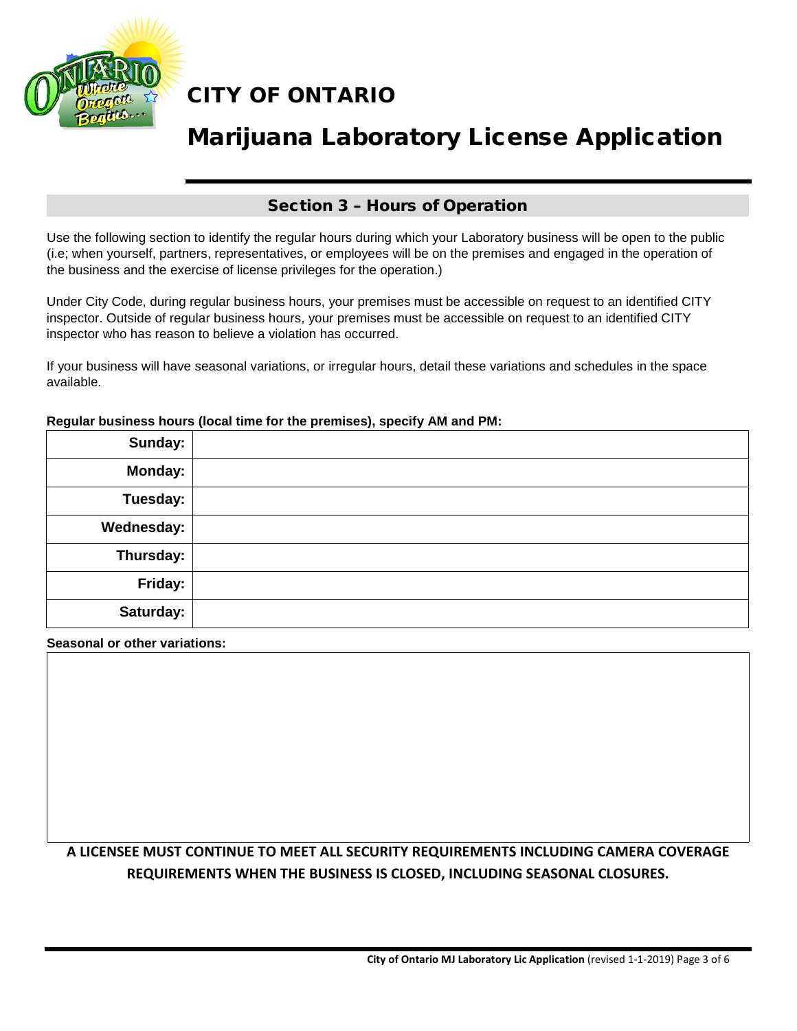# CITY OF ONTARIO

# Marijuana Laboratory License Application

## Section 3 – Hours of Operation

Use the following section to identify the regular hours during which your Laboratory business will be open to the public (i.e; when yourself, partners, representatives, or employees will be on the premises and engaged in the operation of the business and the exercise of license privileges for the operation.)

Under City Code, during regular business hours, your premises must be accessible on request to an identified CITY inspector. Outside of regular business hours, your premises must be accessible on request to an identified CITY inspector who has reason to believe a violation has occurred.

If your business will have seasonal variations, or irregular hours, detail these variations and schedules in the space available.

**Regular business hours (local time for the premises), specify AM and PM:**

| Day | Hours |
|---|---|
| **Sunday:** | |
| **Monday:** | |
| **Tuesday:** | |
| **Wednesday:** | |
| **Thursday:** | |
| **Friday:** | |
| **Saturday:** | |

**Seasonal or other variations:**

**A LICENSEE MUST CONTINUE TO MEET ALL SECURITY REQUIREMENTS INCLUDING CAMERA COVERAGE REQUIREMENTS WHEN THE BUSINESS IS CLOSED, INCLUDING SEASONAL CLOSURES.**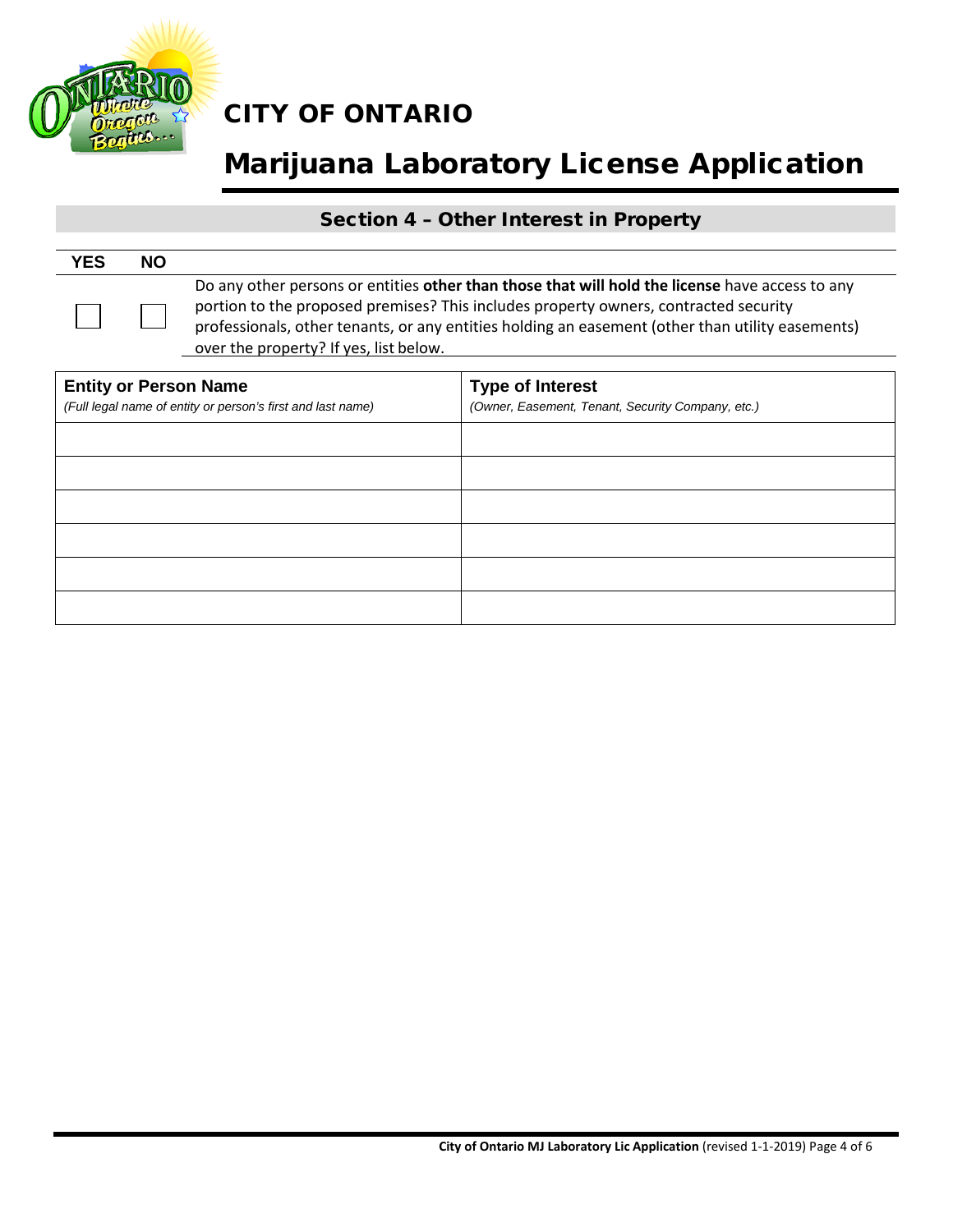# CITY OF ONTARIO

# Marijuana Laboratory License Application

## Section 4 – Other Interest in Property

| YES | NO | |
|---|---|---|
| ☐ | ☐ | Do any other persons or entities **other than those that will hold the license** have access to any portion to the proposed premises? This includes property owners, contracted security professionals, other tenants, or any entities holding an easement (other than utility easements) over the property? If yes, list below. |

| **Entity or Person Name** *(Full legal name of entity or person's first and last name)* | **Type of Interest** *(Owner, Easement, Tenant, Security Company, etc.)* |
|---|---|
| | |
| | |
| | |
| | |
| | |
| | |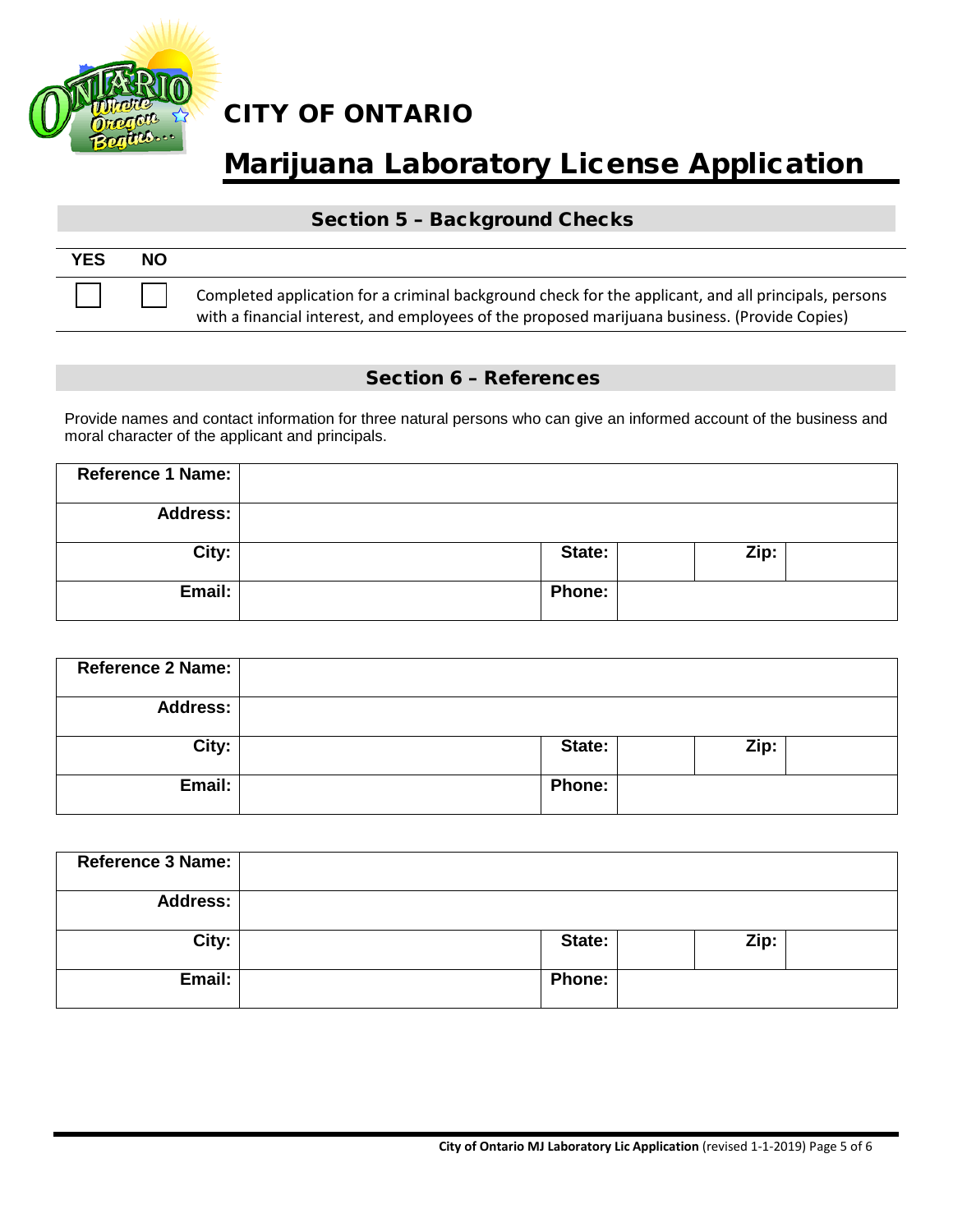# CITY OF ONTARIO

# Marijuana Laboratory License Application

## Section 5 – Background Checks

| YES | NO | |
|---|---|---|
| ☐ | ☐ | Completed application for a criminal background check for the applicant, and all principals, persons with a financial interest, and employees of the proposed marijuana business. (Provide Copies) |

## Section 6 – References

Provide names and contact information for three natural persons who can give an informed account of the business and moral character of the applicant and principals.

| **Reference 1 Name:** | | | | | |
|---|---|---|---|---|---|
| **Address:** | | | | | |
| **City:** | | **State:** | | **Zip:** | |
| **Email:** | | **Phone:** | | | |

| **Reference 2 Name:** | | | | | |
|---|---|---|---|---|---|
| **Address:** | | | | | |
| **City:** | | **State:** | | **Zip:** | |
| **Email:** | | **Phone:** | | | |

| **Reference 3 Name:** | | | | | |
|---|---|---|---|---|---|
| **Address:** | | | | | |
| **City:** | | **State:** | | **Zip:** | |
| **Email:** | | **Phone:** | | | |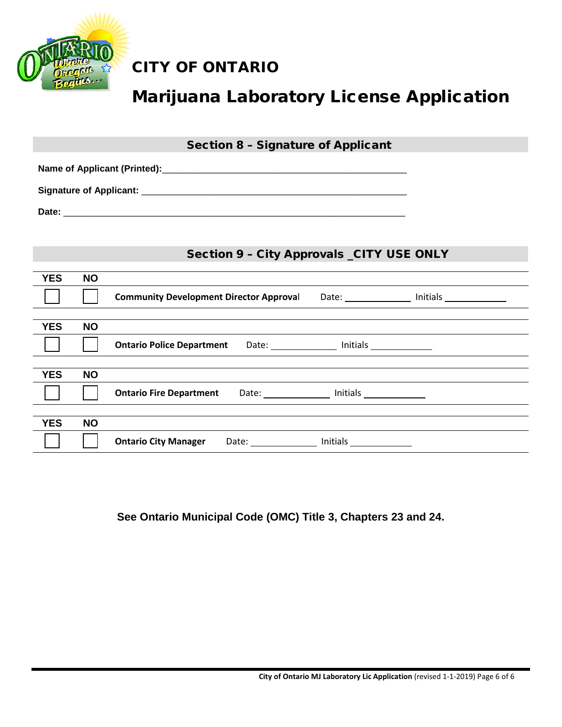# CITY OF ONTARIO

# Marijuana Laboratory License Application

## Section 8 – Signature of Applicant

**Name of Applicant (Printed):**\_\_\_\_\_\_\_\_\_\_\_\_\_\_\_\_\_\_\_\_\_\_\_\_\_\_\_\_\_\_\_\_\_\_\_\_\_\_\_\_\_\_\_\_\_\_\_\_

**Signature of Applicant:** \_\_\_\_\_\_\_\_\_\_\_\_\_\_\_\_\_\_\_\_\_\_\_\_\_\_\_\_\_\_\_\_\_\_\_\_\_\_\_\_\_\_\_\_\_\_\_\_\_\_\_\_

**Date:** \_\_\_\_\_\_\_\_\_\_\_\_\_\_\_\_\_\_\_\_\_\_\_\_\_\_\_\_\_\_\_\_\_\_\_\_\_\_\_\_\_\_\_\_\_\_\_\_\_\_\_\_\_\_\_\_\_\_\_\_\_\_\_\_\_\_

## Section 9 – City Approvals _CITY USE ONLY

| YES | NO | |
|---|---|---|
| ☐ | ☐ | **Community Development Director Approval** Date: \_\_\_\_\_\_\_\_\_\_\_\_ Initials \_\_\_\_\_\_\_\_\_\_\_\_ |

| YES | NO | |
|---|---|---|
| ☐ | ☐ | **Ontario Police Department** Date: \_\_\_\_\_\_\_\_\_\_\_\_ Initials \_\_\_\_\_\_\_\_\_\_\_\_ |

| YES | NO | |
|---|---|---|
| ☐ | ☐ | **Ontario Fire Department** Date: \_\_\_\_\_\_\_\_\_\_\_\_ Initials \_\_\_\_\_\_\_\_\_\_\_\_ |

| YES | NO | |
|---|---|---|
| ☐ | ☐ | **Ontario City Manager** Date: \_\_\_\_\_\_\_\_\_\_\_\_ Initials \_\_\_\_\_\_\_\_\_\_\_\_ |

**See Ontario Municipal Code (OMC) Title 3, Chapters 23 and 24.**